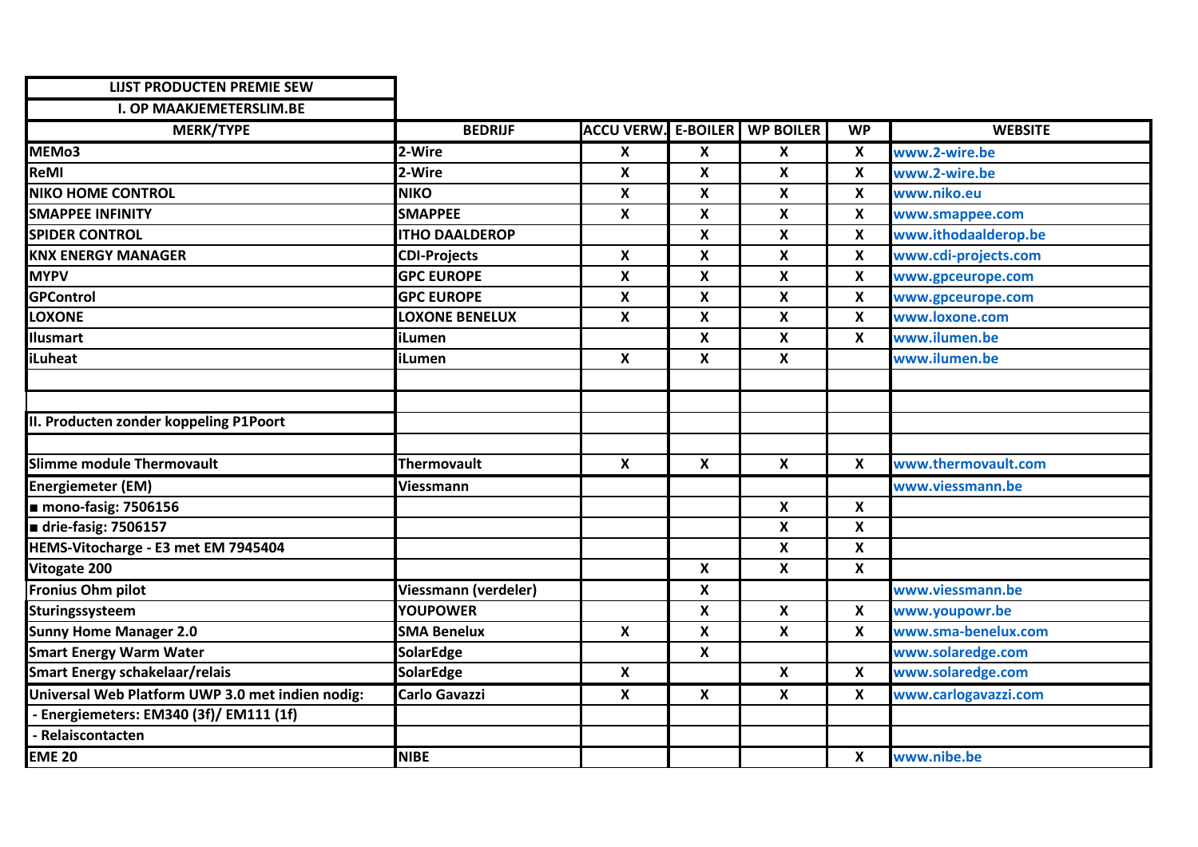| LIJST PRODUCTEN PREMIE SEW | | | | | | |
|---|---|---|---|---|---|---|
| I. OP MAAKJEMETERSLIM.BE | | | | | | |
| **MERK/TYPE** | **BEDRIJF** | **ACCU VERW.** | **E-BOILER** | **WP BOILER** | **WP** | **WEBSITE** |
| **MEMo3** | **2-Wire** | **X** | **X** | **X** | **X** | **www.2-wire.be** |
| **ReMI** | **2-Wire** | **X** | **X** | **X** | **X** | **www.2-wire.be** |
| **NIKO HOME CONTROL** | **NIKO** | **X** | **X** | **X** | **X** | **www.niko.eu** |
| **SMAPPEE INFINITY** | **SMAPPEE** | **X** | **X** | **X** | **X** | **www.smappee.com** |
| **SPIDER CONTROL** | **ITHO DAALDEROP** | | **X** | **X** | **X** | **www.ithodaalderop.be** |
| **KNX ENERGY MANAGER** | **CDI-Projects** | **X** | **X** | **X** | **X** | **www.cdi-projects.com** |
| **MYPV** | **GPC EUROPE** | **X** | **X** | **X** | **X** | **www.gpceurope.com** |
| **GPControl** | **GPC EUROPE** | **X** | **X** | **X** | **X** | **www.gpceurope.com** |
| **LOXONE** | **LOXONE BENELUX** | **X** | **X** | **X** | **X** | **www.loxone.com** |
| **Ilusmart** | **iLumen** | | **X** | **X** | **X** | **www.ilumen.be** |
| **iLuheat** | **iLumen** | **X** | **X** | **X** | | **www.ilumen.be** |
| | | | | | | |
| | | | | | | |
| **II. Producten zonder koppeling P1Poort** | | | | | | |
| | | | | | | |
| **Slimme module Thermovault** | **Thermovault** | **X** | **X** | **X** | **X** | **www.thermovault.com** |
| **Energiemeter (EM)** | **Viessmann** | | | | | **www.viessmann.be** |
| **■ mono-fasig: 7506156** | | | | **X** | **X** | |
| **■ drie-fasig: 7506157** | | | | **X** | **X** | |
| **HEMS-Vitocharge - E3 met EM 7945404** | | | | **X** | **X** | |
| **Vitogate 200** | | | **X** | **X** | **X** | |
| **Fronius Ohm pilot** | **Viessmann (verdeler)** | | **X** | | | **www.viessmann.be** |
| **Sturingssysteem** | **YOUPOWER** | | **X** | **X** | **X** | **www.youpowr.be** |
| **Sunny Home Manager 2.0** | **SMA Benelux** | **X** | **X** | **X** | **X** | **www.sma-benelux.com** |
| **Smart Energy Warm Water** | **SolarEdge** | | **X** | | | **www.solaredge.com** |
| **Smart Energy schakelaar/relais** | **SolarEdge** | **X** | | **X** | **X** | **www.solaredge.com** |
| **Universal Web Platform UWP 3.0 met indien nodig:** | **Carlo Gavazzi** | **X** | **X** | **X** | **X** | **www.carlogavazzi.com** |
| **- Energiemeters: EM340 (3f)/ EM111 (1f)** | | | | | | |
| **- Relaiscontacten** | | | | | | |
| **EME 20** | **NIBE** | | | | **X** | **www.nibe.be** |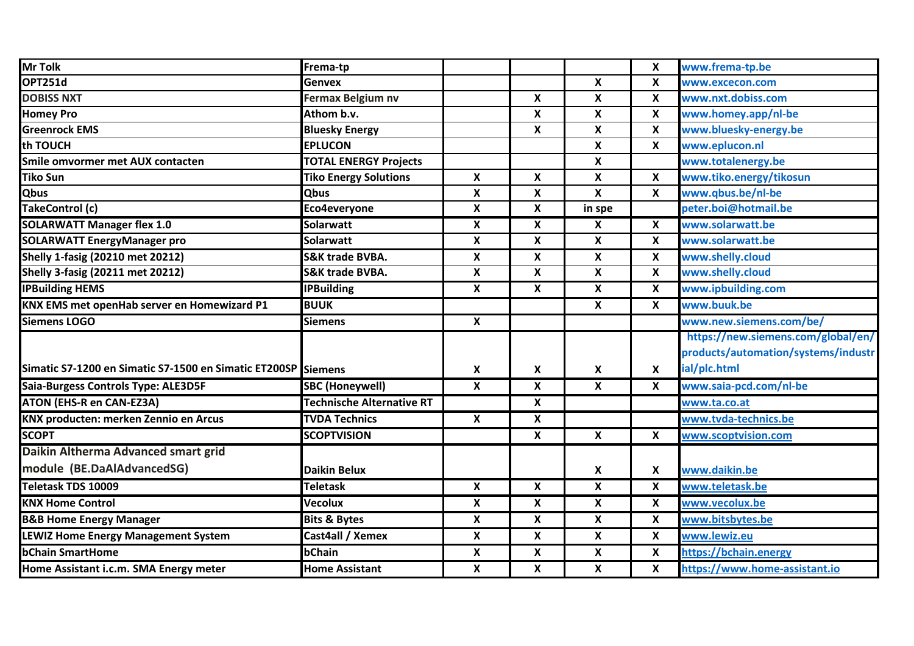| | | | | | | |
|---|---|---|---|---|---|---|
| Mr Tolk | Frema-tp | | | | X | www.frema-tp.be |
| OPT251d | Genvex | | | X | X | www.excecon.com |
| DOBISS NXT | Fermax Belgium nv | | X | X | X | www.nxt.dobiss.com |
| Homey Pro | Athom b.v. | | X | X | X | www.homey.app/nl-be |
| Greenrock EMS | Bluesky Energy | | X | X | X | www.bluesky-energy.be |
| th TOUCH | EPLUCON | | | X | X | www.eplucon.nl |
| Smile omvormer met AUX contacten | TOTAL ENERGY Projects | | | X | | www.totalenergy.be |
| Tiko Sun | Tiko Energy Solutions | X | X | X | X | www.tiko.energy/tikosun |
| Qbus | Qbus | X | X | X | X | www.qbus.be/nl-be |
| TakeControl (c) | Eco4everyone | X | X | in spe | | peter.boi@hotmail.be |
| SOLARWATT Manager flex 1.0 | Solarwatt | X | X | X | X | www.solarwatt.be |
| SOLARWATT EnergyManager pro | Solarwatt | X | X | X | X | www.solarwatt.be |
| Shelly 1-fasig (20210 met 20212) | S&K trade BVBA. | X | X | X | X | www.shelly.cloud |
| Shelly 3-fasig (20211 met 20212) | S&K trade BVBA. | X | X | X | X | www.shelly.cloud |
| IPBuilding HEMS | IPBuilding | X | X | X | X | www.ipbuilding.com |
| KNX EMS met openHab server en Homewizard P1 | BUUK | | | X | X | www.buuk.be |
| Siemens LOGO | Siemens | X | | | | www.new.siemens.com/be/ |
| Simatic S7-1200 en Simatic S7-1500 en Simatic ET200SP | Siemens | X | X | X | X | https://new.siemens.com/global/en/products/automation/systems/industrial/plc.html |
| Saia-Burgess Controls Type: ALE3D5F | SBC (Honeywell) | X | X | X | X | www.saia-pcd.com/nl-be |
| ATON (EHS-R en CAN-EZ3A) | Technische Alternative RT | | X | | | www.ta.co.at |
| KNX producten: merken Zennio en Arcus | TVDA Technics | X | X | | | www.tvda-technics.be |
| SCOPT | SCOPTVISION | | X | X | X | www.scoptvision.com |
| Daikin Altherma Advanced smart grid module (BE.DaAlAdvancedSG) | Daikin Belux | | | X | X | www.daikin.be |
| Teletask TDS 10009 | Teletask | X | X | X | X | www.teletask.be |
| KNX Home Control | Vecolux | X | X | X | X | www.vecolux.be |
| B&B Home Energy Manager | Bits & Bytes | X | X | X | X | www.bitsbytes.be |
| LEWIZ Home Energy Management System | Cast4all / Xemex | X | X | X | X | www.lewiz.eu |
| bChain SmartHome | bChain | X | X | X | X | https://bchain.energy |
| Home Assistant i.c.m. SMA Energy meter | Home Assistant | X | X | X | X | https://www.home-assistant.io |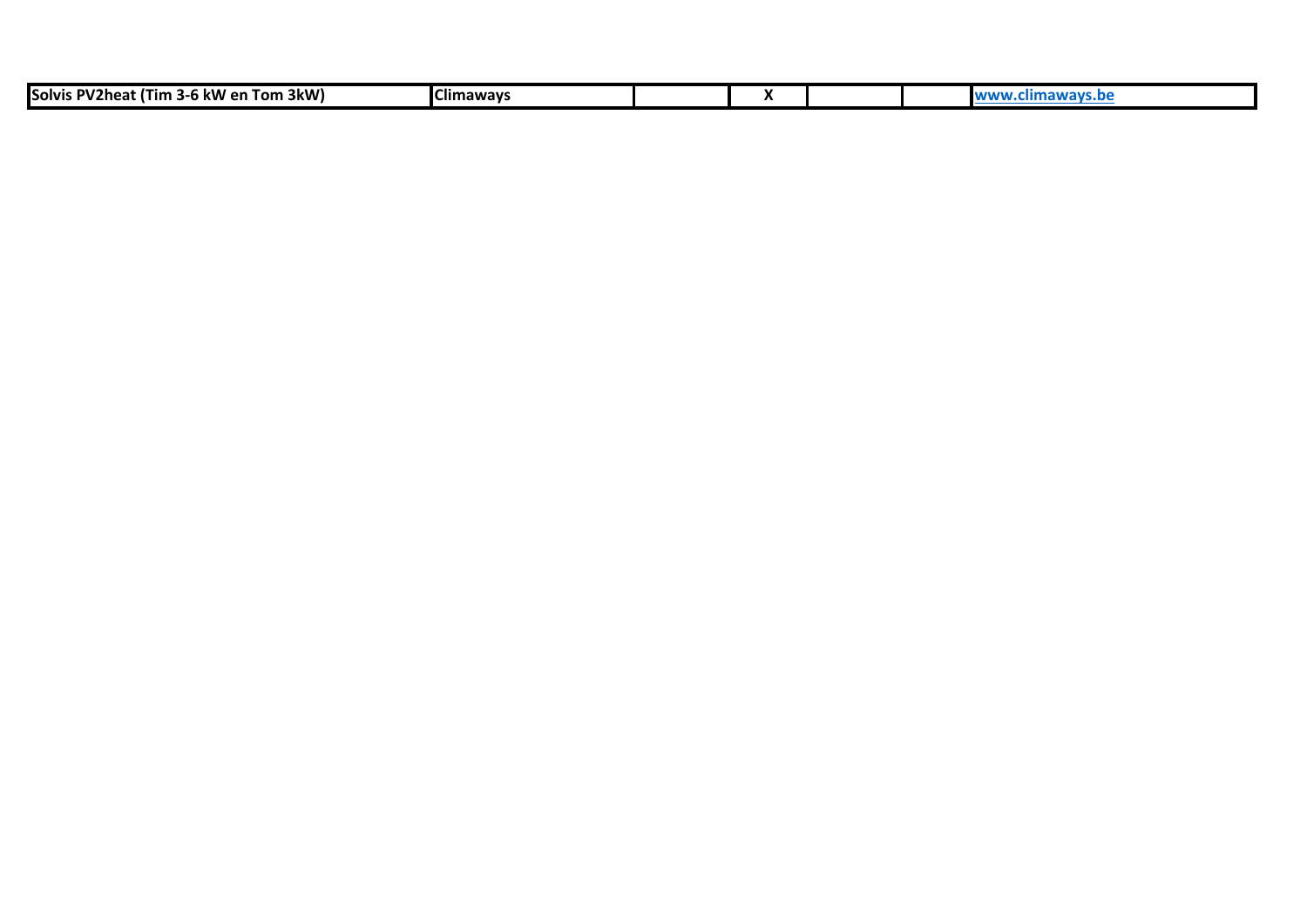| | | | | | | |
|---|---|---|---|---|---|---|
| **Solvis PV2heat (Tim 3-6 kW en Tom 3kW)** | **Climaways** | | **X** | | | **www.climaways.be** |